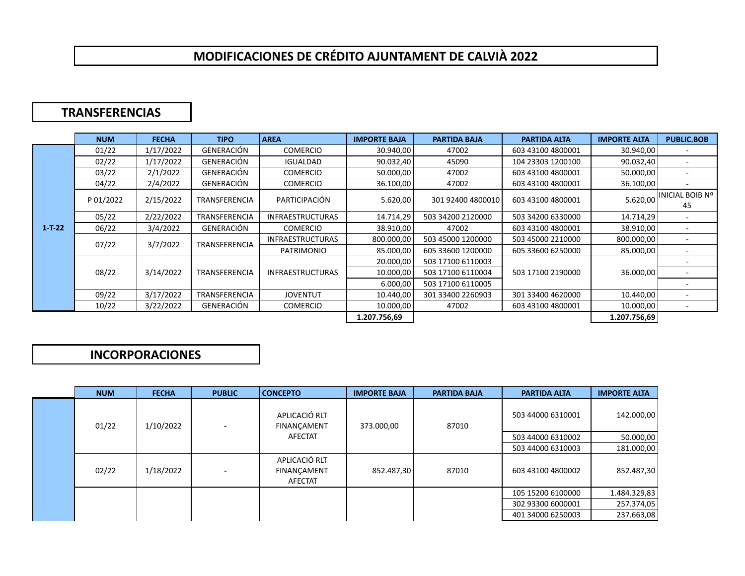# MODIFICACIONES DE CRÉDITO AJUNTAMENT DE CALVIÀ 2022

## TRANSFERENCIAS

| | NUM | FECHA | TIPO | AREA | IMPORTE BAJA | PARTIDA BAJA | PARTIDA ALTA | IMPORTE ALTA | PUBLIC.BOB |
|---|---|---|---|---|---|---|---|---|---|
| 1-T-22 | 01/22 | 1/17/2022 | GENERACIÓN | COMERCIO | 30.940,00 | 47002 | 603 43100 4800001 | 30.940,00 | - |
| | 02/22 | 1/17/2022 | GENERACIÓN | IGUALDAD | 90.032,40 | 45090 | 104 23303 1200100 | 90.032,40 | - |
| | 03/22 | 2/1/2022 | GENERACIÓN | COMERCIO | 50.000,00 | 47002 | 603 43100 4800001 | 50.000,00 | - |
| | 04/22 | 2/4/2022 | GENERACIÓN | COMERCIO | 36.100,00 | 47002 | 603 43100 4800001 | 36.100,00 | - |
| | P 01/2022 | 2/15/2022 | TRANSFERENCIA | PARTICIPACIÓN | 5.620,00 | 301 92400 4800010 | 603 43100 4800001 | 5.620,00 | INICIAL BOIB Nº 45 |
| | 05/22 | 2/22/2022 | TRANSFERENCIA | INFRAESTRUCTURAS | 14.714,29 | 503 34200 2120000 | 503 34200 6330000 | 14.714,29 | - |
| | 06/22 | 3/4/2022 | GENERACIÓN | COMERCIO | 38.910,00 | 47002 | 603 43100 4800001 | 38.910,00 | - |
| | 07/22 | 3/7/2022 | TRANSFERENCIA | INFRAESTRUCTURAS | 800.000,00 | 503 45000 1200000 | 503 45000 2210000 | 800.000,00 | - |
| | | | | PATRIMONIO | 85.000,00 | 605 33600 1200000 | 605 33600 6250000 | 85.000,00 | - |
| | 08/22 | 3/14/2022 | TRANSFERENCIA | INFRAESTRUCTURAS | 20.000,00 | 503 17100 6110003 | 503 17100 2190000 | 36.000,00 | - |
| | | | | | 10.000,00 | 503 17100 6110004 | | | - |
| | | | | | 6.000,00 | 503 17100 6110005 | | | - |
| | 09/22 | 3/17/2022 | TRANSFERENCIA | JOVENTUT | 10.440,00 | 301 33400 2260903 | 301 33400 4620000 | 10.440,00 | - |
| | 10/22 | 3/22/2022 | GENERACIÓN | COMERCIO | 10.000,00 | 47002 | 603 43100 4800001 | 10.000,00 | - |
| | | | | | **1.207.756,69** | | | **1.207.756,69** | |

## INCORPORACIONES

| | NUM | FECHA | PUBLIC | CONCEPTO | IMPORTE BAJA | PARTIDA BAJA | PARTIDA ALTA | IMPORTE ALTA |
|---|---|---|---|---|---|---|---|---|
| | 01/22 | 1/10/2022 | - | APLICACIÓ RLT FINANÇAMENT AFECTAT | 373.000,00 | 87010 | 503 44000 6310001 | 142.000,00 |
| | | | | | | | 503 44000 6310002 | 50.000,00 |
| | | | | | | | 503 44000 6310003 | 181.000,00 |
| | 02/22 | 1/18/2022 | - | APLICACIÓ RLT FINANÇAMENT AFECTAT | 852.487,30 | 87010 | 603 43100 4800002 | 852.487,30 |
| | | | | | | | 105 15200 6100000 | 1.484.329,83 |
| | | | | | | | 302 93300 6000001 | 257.374,05 |
| | | | | | | | 401 34000 6250003 | 237.663,08 |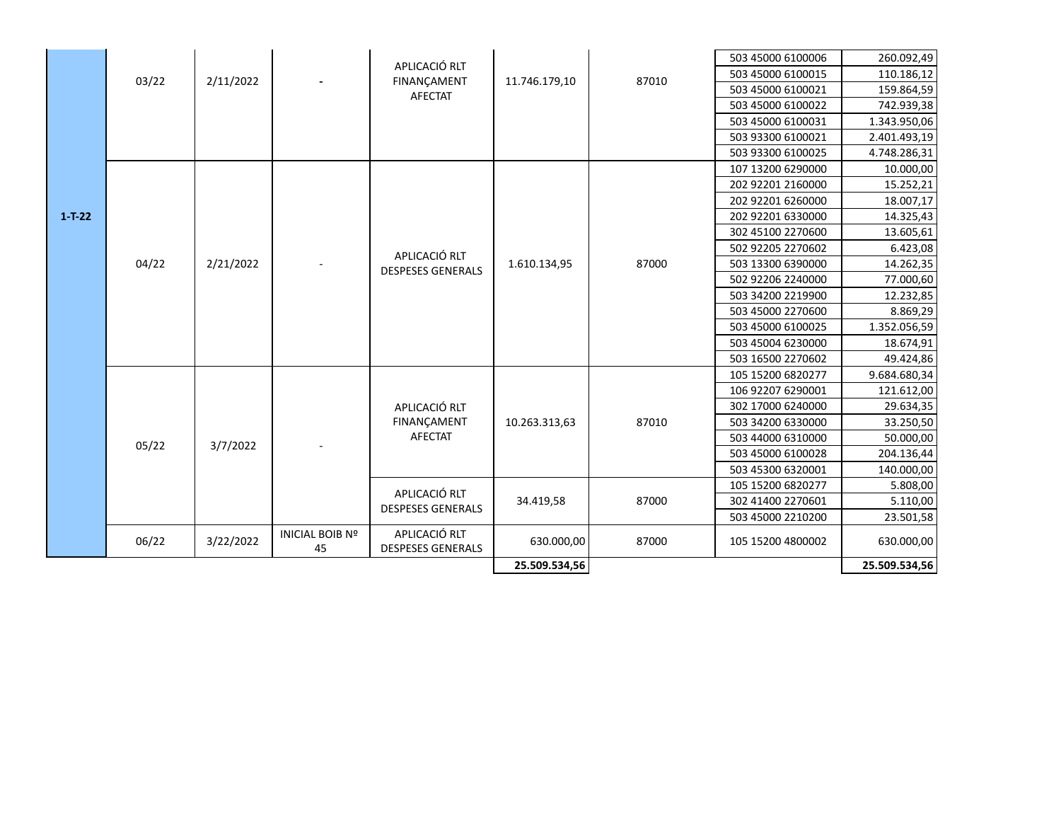| | | | | | | | | |
|---|---|---|---|---|---|---|---|---|
| 1-T-22 | 03/22 | 2/11/2022 | - | APLICACIÓ RLT FINANÇAMENT AFECTAT | 11.746.179,10 | 87010 | 503 45000 6100006 | 260.092,49 |
| | | | | | | | 503 45000 6100015 | 110.186,12 |
| | | | | | | | 503 45000 6100021 | 159.864,59 |
| | | | | | | | 503 45000 6100022 | 742.939,38 |
| | | | | | | | 503 45000 6100031 | 1.343.950,06 |
| | | | | | | | 503 93300 6100021 | 2.401.493,19 |
| | | | | | | | 503 93300 6100025 | 4.748.286,31 |
| | 04/22 | 2/21/2022 | - | APLICACIÓ RLT DESPESES GENERALS | 1.610.134,95 | 87000 | 107 13200 6290000 | 10.000,00 |
| | | | | | | | 202 92201 2160000 | 15.252,21 |
| | | | | | | | 202 92201 6260000 | 18.007,17 |
| | | | | | | | 202 92201 6330000 | 14.325,43 |
| | | | | | | | 302 45100 2270600 | 13.605,61 |
| | | | | | | | 502 92205 2270602 | 6.423,08 |
| | | | | | | | 503 13300 6390000 | 14.262,35 |
| | | | | | | | 502 92206 2240000 | 77.000,60 |
| | | | | | | | 503 34200 2219900 | 12.232,85 |
| | | | | | | | 503 45000 2270600 | 8.869,29 |
| | | | | | | | 503 45000 6100025 | 1.352.056,59 |
| | | | | | | | 503 45004 6230000 | 18.674,91 |
| | | | | | | | 503 16500 2270602 | 49.424,86 |
| | 05/22 | 3/7/2022 | - | APLICACIÓ RLT FINANÇAMENT AFECTAT | 10.263.313,63 | 87010 | 105 15200 6820277 | 9.684.680,34 |
| | | | | | | | 106 92207 6290001 | 121.612,00 |
| | | | | | | | 302 17000 6240000 | 29.634,35 |
| | | | | | | | 503 34200 6330000 | 33.250,50 |
| | | | | | | | 503 44000 6310000 | 50.000,00 |
| | | | | | | | 503 45000 6100028 | 204.136,44 |
| | | | | | | | 503 45300 6320001 | 140.000,00 |
| | | | | APLICACIÓ RLT DESPESES GENERALS | 34.419,58 | 87000 | 105 15200 6820277 | 5.808,00 |
| | | | | | | | 302 41400 2270601 | 5.110,00 |
| | | | | | | | 503 45000 2210200 | 23.501,58 |
| | 06/22 | 3/22/2022 | INICIAL BOIB Nº 45 | APLICACIÓ RLT DESPESES GENERALS | 630.000,00 | 87000 | 105 15200 4800002 | 630.000,00 |
| | | | | | **25.509.534,56** | | | **25.509.534,56** |